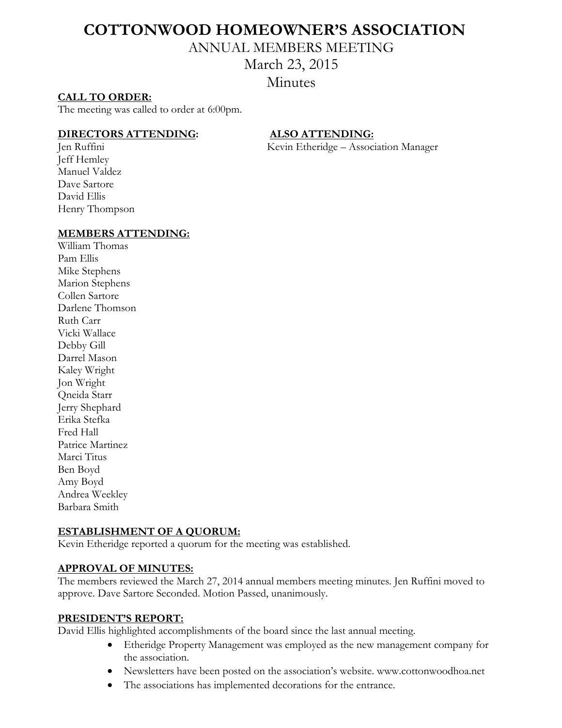# COTTONWOOD HOMEOWNER'S ASSOCIATION

## ANNUAL MEMBERS MEETING

## March 23, 2015

## Minutes

**CALL TO ORDER:**

The meeting was called to order at 6:00pm.

**DIRECTORS ATTENDING:**

Jen Ruffini
Jeff Hemley
Manuel Valdez
Dave Sartore
David Ellis
Henry Thompson

**ALSO ATTENDING:**

Kevin Etheridge – Association Manager

**MEMBERS ATTENDING:**

William Thomas
Pam Ellis
Mike Stephens
Marion Stephens
Collen Sartore
Darlene Thomson
Ruth Carr
Vicki Wallace
Debby Gill
Darrel Mason
Kaley Wright
Jon Wright
Qneida Starr
Jerry Shephard
Erika Stefka
Fred Hall
Patrice Martinez
Marci Titus
Ben Boyd
Amy Boyd
Andrea Weekley
Barbara Smith

**ESTABLISHMENT OF A QUORUM:**

Kevin Etheridge reported a quorum for the meeting was established.

**APPROVAL OF MINUTES:**

The members reviewed the March 27, 2014 annual members meeting minutes. Jen Ruffini moved to approve. Dave Sartore Seconded. Motion Passed, unanimously.

**PRESIDENT'S REPORT:**

David Ellis highlighted accomplishments of the board since the last annual meeting.

- Etheridge Property Management was employed as the new management company for the association.
- Newsletters have been posted on the association's website. www.cottonwoodhoa.net
- The associations has implemented decorations for the entrance.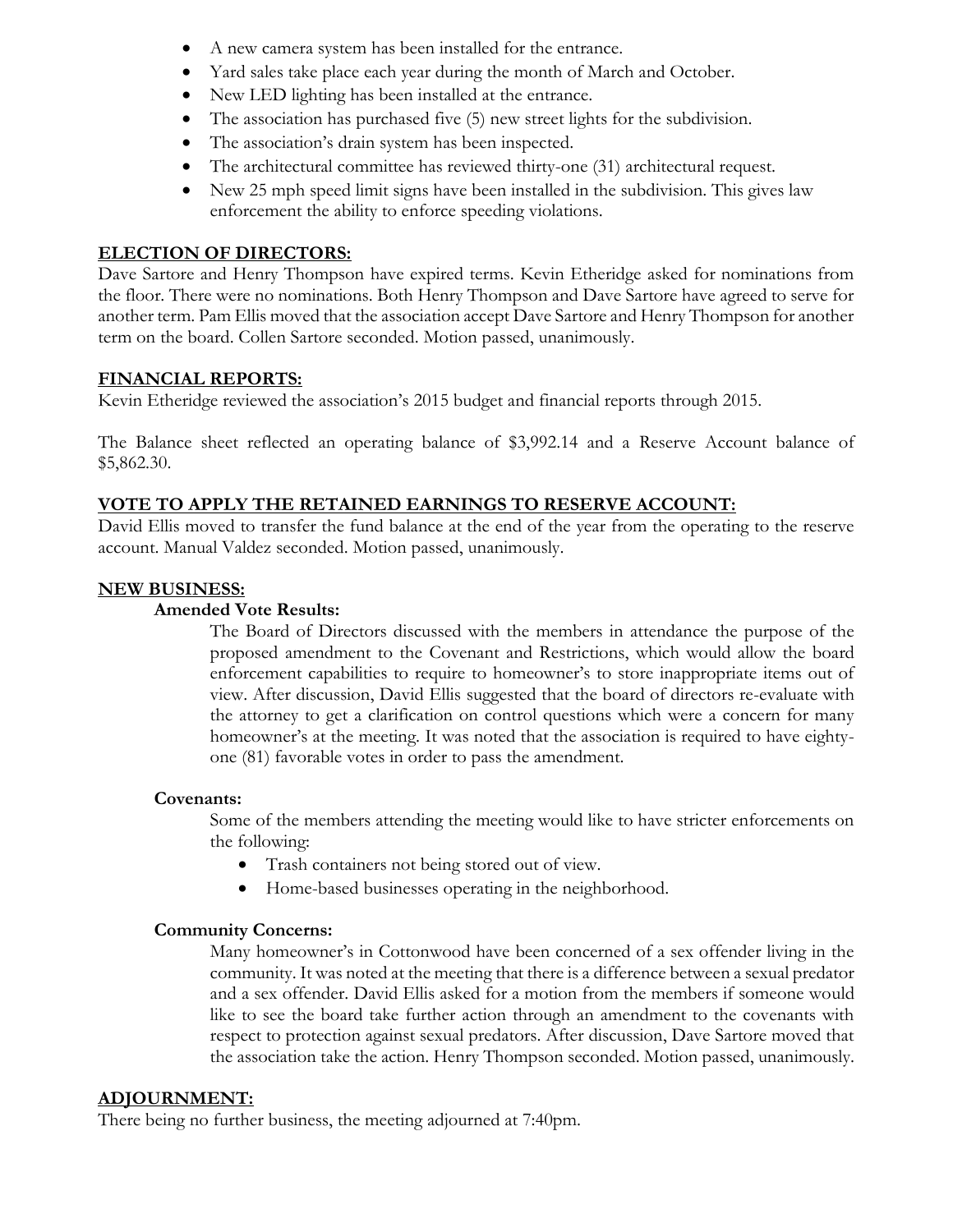- A new camera system has been installed for the entrance.
- Yard sales take place each year during the month of March and October.
- New LED lighting has been installed at the entrance.
- The association has purchased five (5) new street lights for the subdivision.
- The association's drain system has been inspected.
- The architectural committee has reviewed thirty-one (31) architectural request.
- New 25 mph speed limit signs have been installed in the subdivision. This gives law enforcement the ability to enforce speeding violations.

**ELECTION OF DIRECTORS:**

Dave Sartore and Henry Thompson have expired terms. Kevin Etheridge asked for nominations from the floor. There were no nominations. Both Henry Thompson and Dave Sartore have agreed to serve for another term. Pam Ellis moved that the association accept Dave Sartore and Henry Thompson for another term on the board. Collen Sartore seconded. Motion passed, unanimously.

**FINANCIAL REPORTS:**

Kevin Etheridge reviewed the association's 2015 budget and financial reports through 2015.

The Balance sheet reflected an operating balance of $3,992.14 and a Reserve Account balance of $5,862.30.

**VOTE TO APPLY THE RETAINED EARNINGS TO RESERVE ACCOUNT:**

David Ellis moved to transfer the fund balance at the end of the year from the operating to the reserve account. Manual Valdez seconded. Motion passed, unanimously.

**NEW BUSINESS:**

**Amended Vote Results:**

The Board of Directors discussed with the members in attendance the purpose of the proposed amendment to the Covenant and Restrictions, which would allow the board enforcement capabilities to require to homeowner's to store inappropriate items out of view. After discussion, David Ellis suggested that the board of directors re-evaluate with the attorney to get a clarification on control questions which were a concern for many homeowner's at the meeting. It was noted that the association is required to have eighty-one (81) favorable votes in order to pass the amendment.

**Covenants:**

Some of the members attending the meeting would like to have stricter enforcements on the following:

- Trash containers not being stored out of view.
- Home-based businesses operating in the neighborhood.

**Community Concerns:**

Many homeowner's in Cottonwood have been concerned of a sex offender living in the community. It was noted at the meeting that there is a difference between a sexual predator and a sex offender. David Ellis asked for a motion from the members if someone would like to see the board take further action through an amendment to the covenants with respect to protection against sexual predators. After discussion, Dave Sartore moved that the association take the action. Henry Thompson seconded. Motion passed, unanimously.

**ADJOURNMENT:**

There being no further business, the meeting adjourned at 7:40pm.